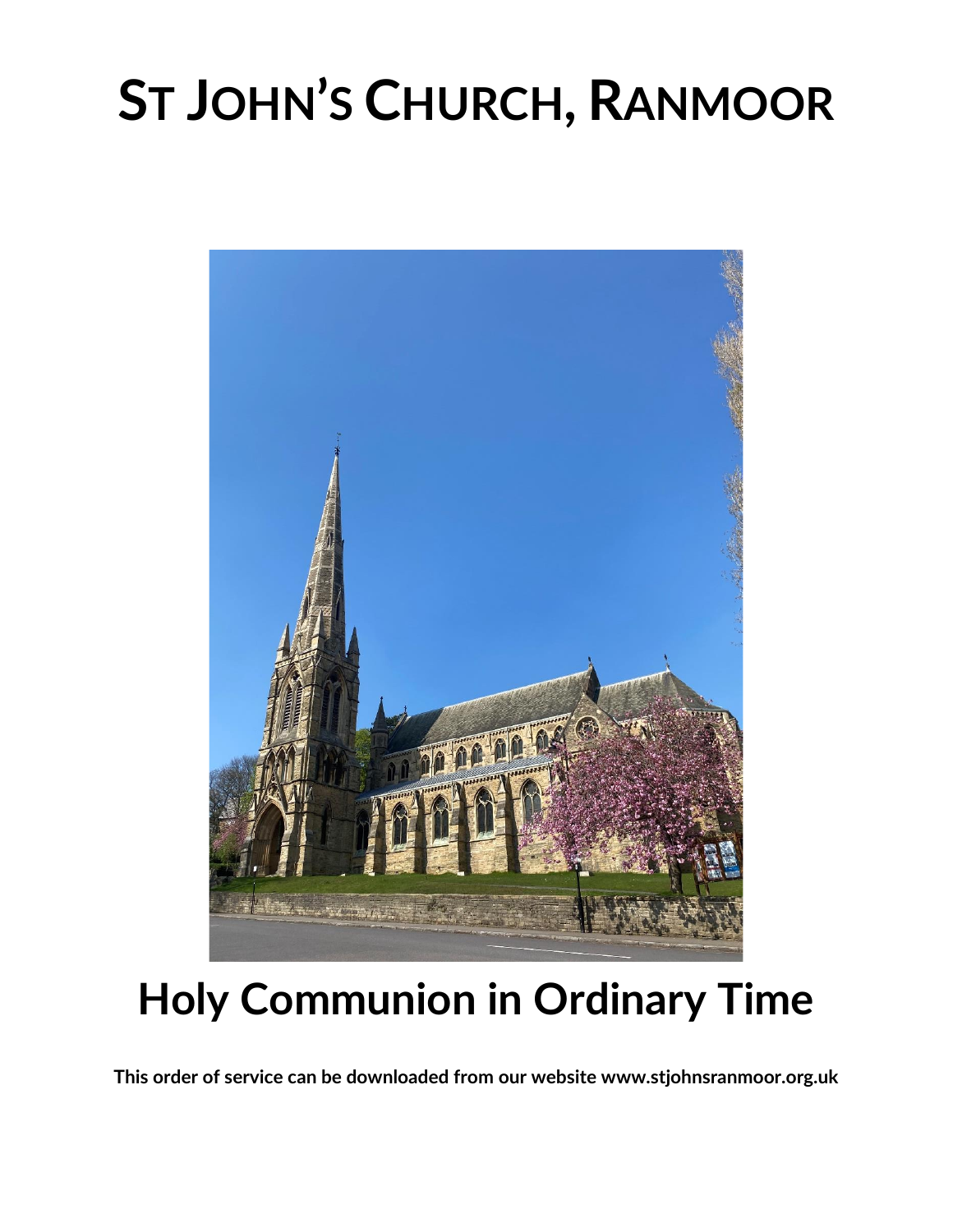# St John's Church, Ranmoor

# Holy Communion in Ordinary Time

**This order of service can be downloaded from our website www.stjohnsranmoor.org.uk**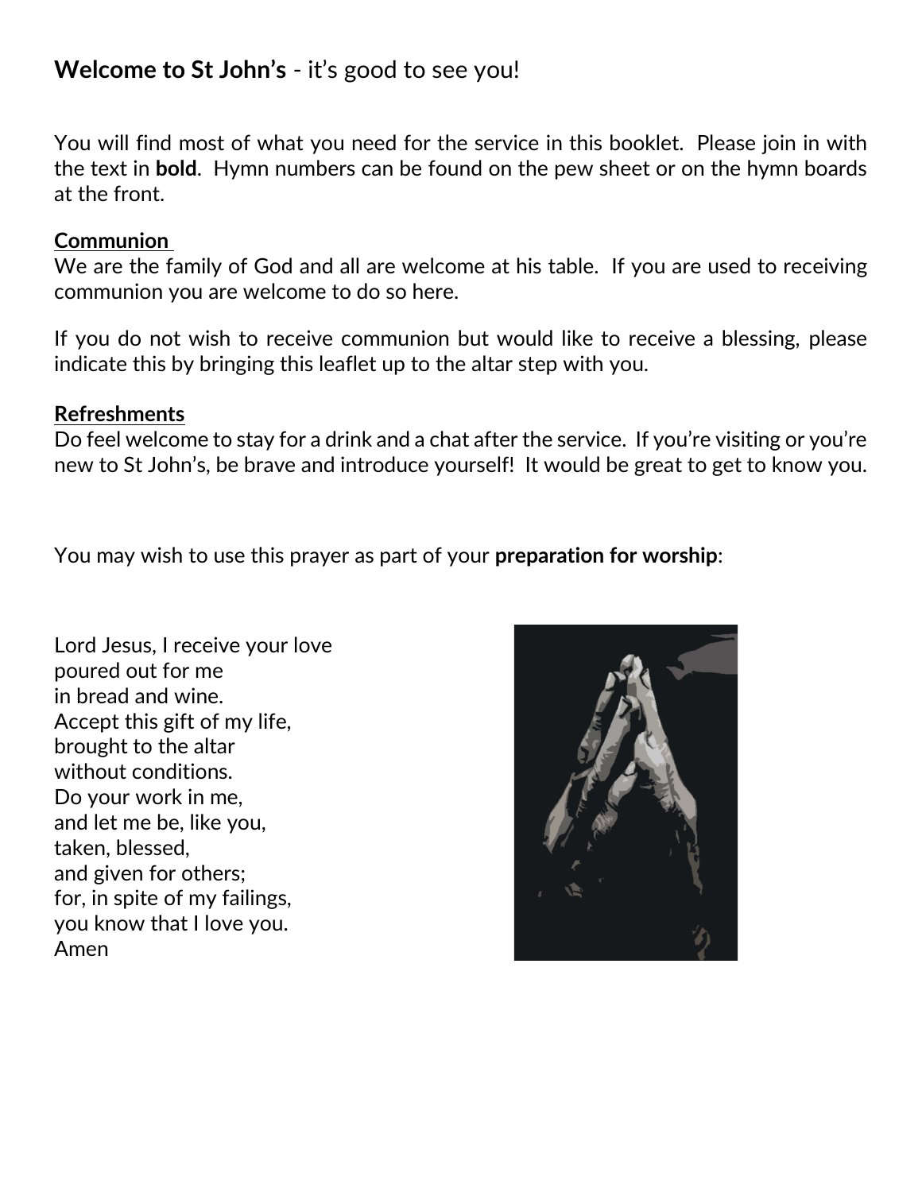**Welcome to St John's** - it's good to see you!

You will find most of what you need for the service in this booklet. Please join in with the text in **bold**. Hymn numbers can be found on the pew sheet or on the hymn boards at the front.

**Communion**

We are the family of God and all are welcome at his table. If you are used to receiving communion you are welcome to do so here.

If you do not wish to receive communion but would like to receive a blessing, please indicate this by bringing this leaflet up to the altar step with you.

**Refreshments**

Do feel welcome to stay for a drink and a chat after the service. If you're visiting or you're new to St John's, be brave and introduce yourself! It would be great to get to know you.

You may wish to use this prayer as part of your **preparation for worship**:

Lord Jesus, I receive your love
poured out for me
in bread and wine.
Accept this gift of my life,
brought to the altar
without conditions.
Do your work in me,
and let me be, like you,
taken, blessed,
and given for others;
for, in spite of my failings,
you know that I love you.
Amen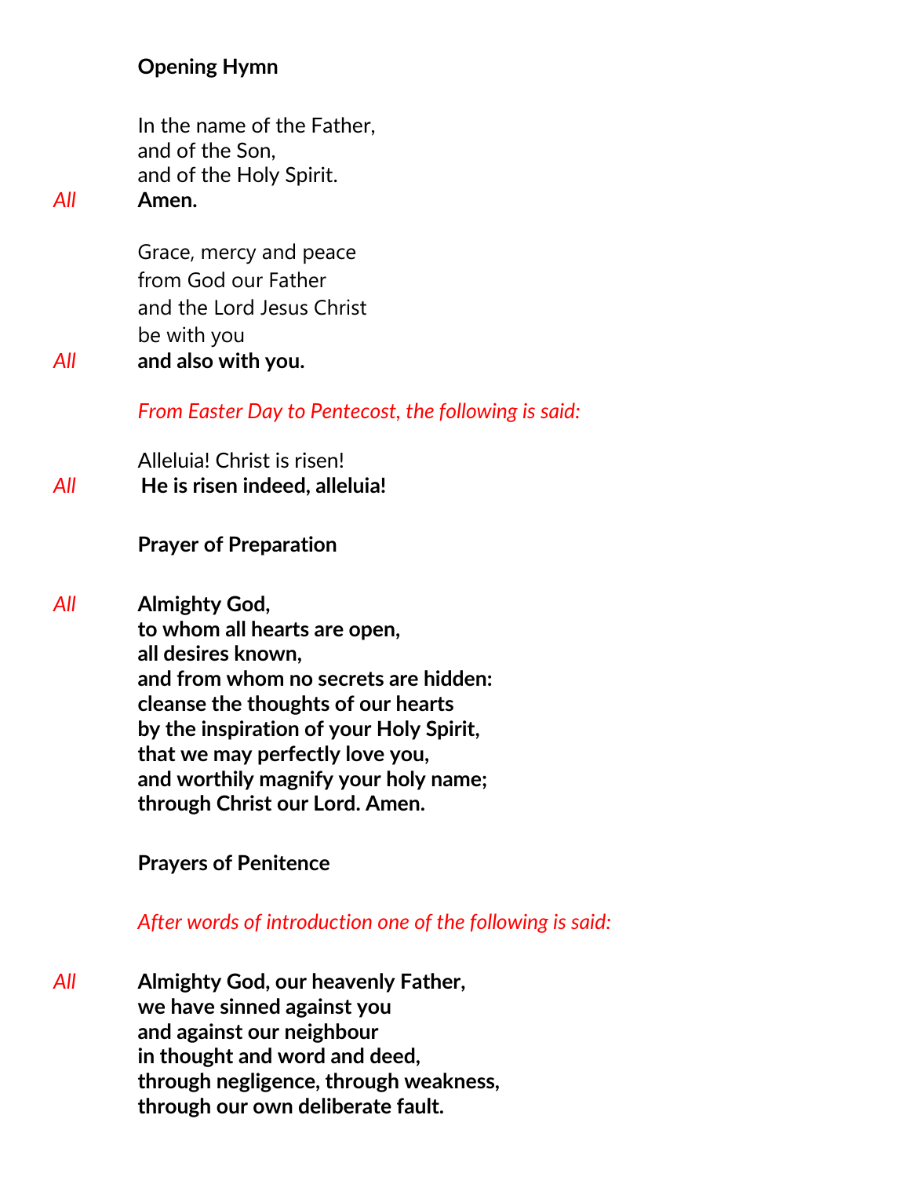**Opening Hymn**

In the name of the Father,
and of the Son,
and of the Holy Spirit.

*All* **Amen.**

Grace, mercy and peace
from God our Father
and the Lord Jesus Christ
be with you

*All* **and also with you.**

*From Easter Day to Pentecost, the following is said:*

Alleluia! Christ is risen!

*All* **He is risen indeed, alleluia!**

**Prayer of Preparation**

*All* **Almighty God,
to whom all hearts are open,
all desires known,
and from whom no secrets are hidden:
cleanse the thoughts of our hearts
by the inspiration of your Holy Spirit,
that we may perfectly love you,
and worthily magnify your holy name;
through Christ our Lord. Amen.**

**Prayers of Penitence**

*After words of introduction one of the following is said:*

*All* **Almighty God, our heavenly Father,
we have sinned against you
and against our neighbour
in thought and word and deed,
through negligence, through weakness,
through our own deliberate fault.**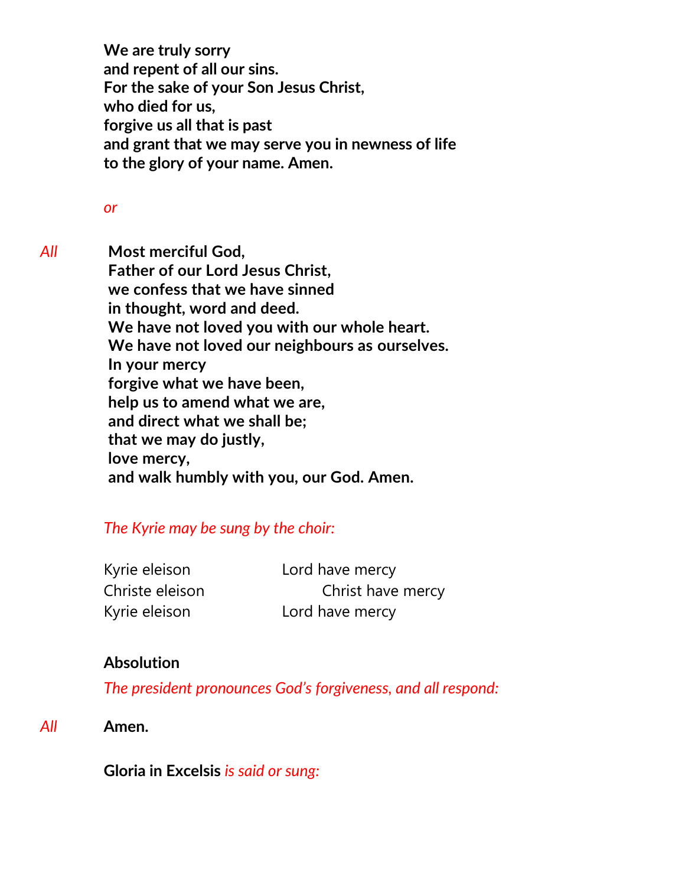**We are truly sorry**
**and repent of all our sins.**
**For the sake of your Son Jesus Christ,**
**who died for us,**
**forgive us all that is past**
**and grant that we may serve you in newness of life**
**to the glory of your name. Amen.**

*or*

*All* **Most merciful God,**
**Father of our Lord Jesus Christ,**
**we confess that we have sinned**
**in thought, word and deed.**
**We have not loved you with our whole heart.**
**We have not loved our neighbours as ourselves.**
**In your mercy**
**forgive what we have been,**
**help us to amend what we are,**
**and direct what we shall be;**
**that we may do justly,**
**love mercy,**
**and walk humbly with you, our God. Amen.**

*The Kyrie may be sung by the choir:*

| | |
|---|---|
| Kyrie eleison | Lord have mercy |
| Christe eleison | Christ have mercy |
| Kyrie eleison | Lord have mercy |

**Absolution**

*The president pronounces God's forgiveness, and all respond:*

*All* **Amen.**

**Gloria in Excelsis** *is said or sung:*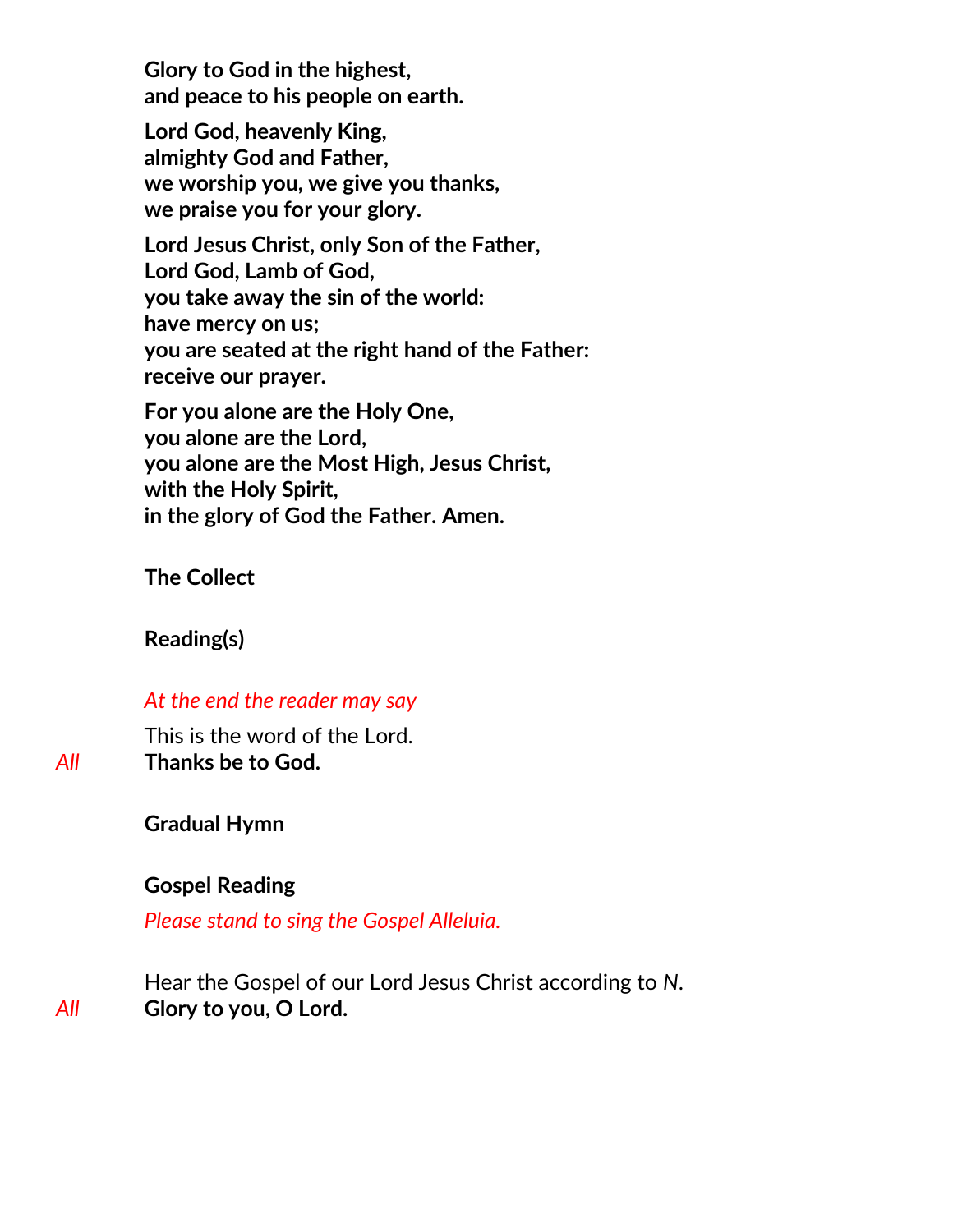**Glory to God in the highest,**
**and peace to his people on earth.**

**Lord God, heavenly King,**
**almighty God and Father,**
**we worship you, we give you thanks,**
**we praise you for your glory.**

**Lord Jesus Christ, only Son of the Father,**
**Lord God, Lamb of God,**
**you take away the sin of the world:**
**have mercy on us;**
**you are seated at the right hand of the Father:**
**receive our prayer.**

**For you alone are the Holy One,**
**you alone are the Lord,**
**you alone are the Most High, Jesus Christ,**
**with the Holy Spirit,**
**in the glory of God the Father. Amen.**

**The Collect**

**Reading(s)**

*At the end the reader may say*

This is the word of the Lord.
*All* **Thanks be to God.**

**Gradual Hymn**

**Gospel Reading**

*Please stand to sing the Gospel Alleluia.*

Hear the Gospel of our Lord Jesus Christ according to *N*.
*All* **Glory to you, O Lord.**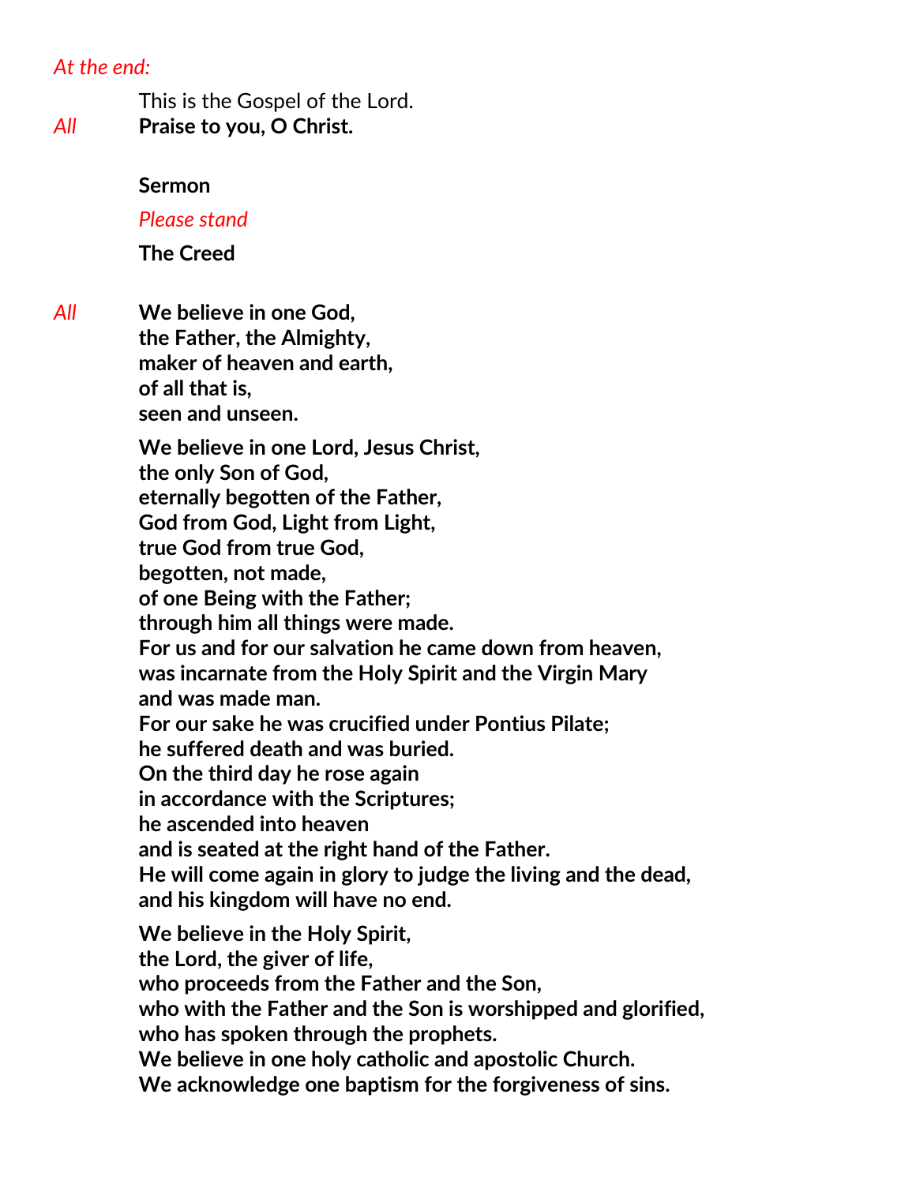*At the end:*

This is the Gospel of the Lord.

*All* **Praise to you, O Christ.**

**Sermon**

*Please stand*

**The Creed**

*All* **We believe in one God,**
**the Father, the Almighty,**
**maker of heaven and earth,**
**of all that is,**
**seen and unseen.**

**We believe in one Lord, Jesus Christ,**
**the only Son of God,**
**eternally begotten of the Father,**
**God from God, Light from Light,**
**true God from true God,**
**begotten, not made,**
**of one Being with the Father;**
**through him all things were made.**
**For us and for our salvation he came down from heaven,**
**was incarnate from the Holy Spirit and the Virgin Mary**
**and was made man.**
**For our sake he was crucified under Pontius Pilate;**
**he suffered death and was buried.**
**On the third day he rose again**
**in accordance with the Scriptures;**
**he ascended into heaven**
**and is seated at the right hand of the Father.**
**He will come again in glory to judge the living and the dead,**
**and his kingdom will have no end.**

**We believe in the Holy Spirit,**
**the Lord, the giver of life,**
**who proceeds from the Father and the Son,**
**who with the Father and the Son is worshipped and glorified,**
**who has spoken through the prophets.**
**We believe in one holy catholic and apostolic Church.**
**We acknowledge one baptism for the forgiveness of sins.**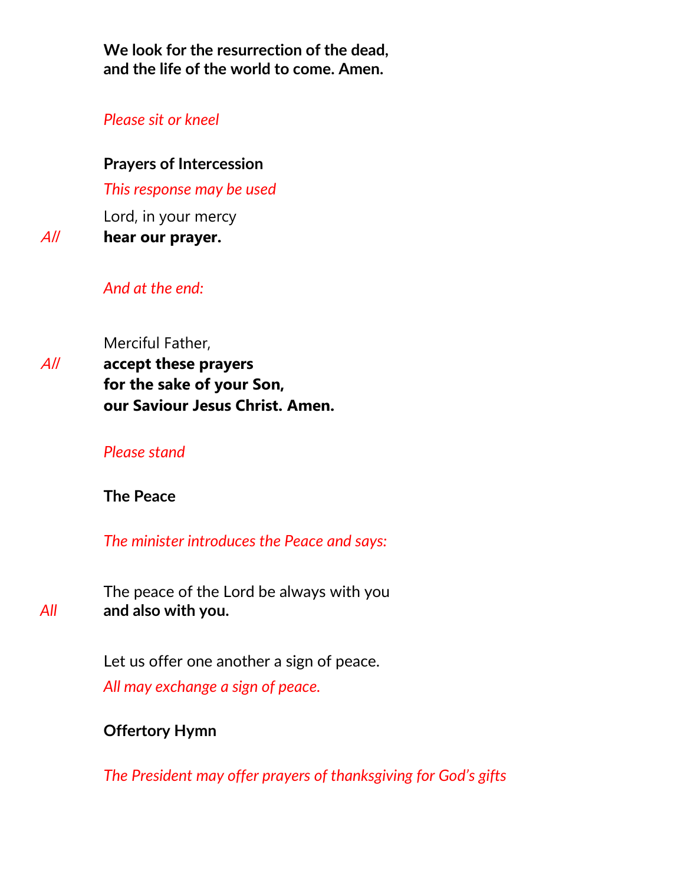**We look for the resurrection of the dead,**
**and the life of the world to come. Amen.**

*Please sit or kneel*

**Prayers of Intercession**

*This response may be used*

Lord, in your mercy
*All* **hear our prayer.**

*And at the end:*

Merciful Father,
*All* **accept these prayers**
**for the sake of your Son,**
**our Saviour Jesus Christ. Amen.**

*Please stand*

**The Peace**

*The minister introduces the Peace and says:*

The peace of the Lord be always with you
*All* **and also with you.**

Let us offer one another a sign of peace.
*All may exchange a sign of peace.*

**Offertory Hymn**

*The President may offer prayers of thanksgiving for God's gifts*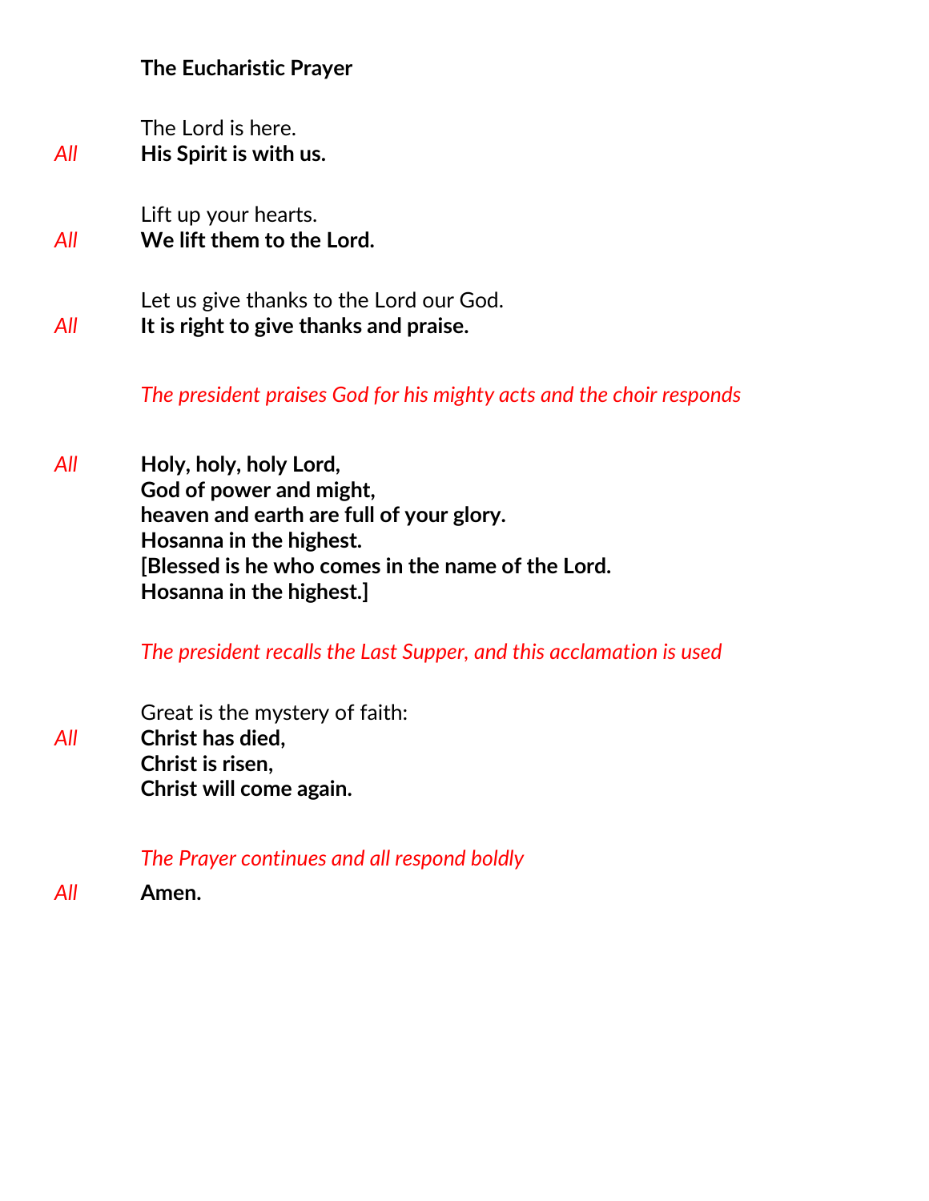**The Eucharistic Prayer**

The Lord is here.

*All* **His Spirit is with us.**

Lift up your hearts.

*All* **We lift them to the Lord.**

Let us give thanks to the Lord our God.

*All* **It is right to give thanks and praise.**

*The president praises God for his mighty acts and the choir responds*

*All* **Holy, holy, holy Lord,**
**God of power and might,**
**heaven and earth are full of your glory.**
**Hosanna in the highest.**
**[Blessed is he who comes in the name of the Lord.**
**Hosanna in the highest.]**

*The president recalls the Last Supper, and this acclamation is used*

Great is the mystery of faith:

*All* **Christ has died,**
**Christ is risen,**
**Christ will come again.**

*The Prayer continues and all respond boldly*

*All* **Amen.**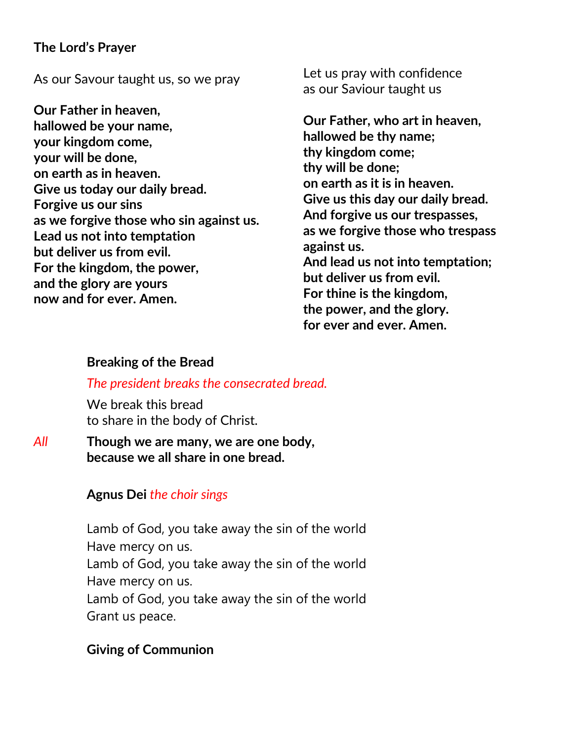**The Lord's Prayer**

As our Savour taught us, so we pray

**Our Father in heaven,**
**hallowed be your name,**
**your kingdom come,**
**your will be done,**
**on earth as in heaven.**
**Give us today our daily bread.**
**Forgive us our sins**
**as we forgive those who sin against us.**
**Lead us not into temptation**
**but deliver us from evil.**
**For the kingdom, the power,**
**and the glory are yours**
**now and for ever. Amen.**

Let us pray with confidence
as our Saviour taught us

**Our Father, who art in heaven,**
**hallowed be thy name;**
**thy kingdom come;**
**thy will be done;**
**on earth as it is in heaven.**
**Give us this day our daily bread.**
**And forgive us our trespasses,**
**as we forgive those who trespass against us.**
**And lead us not into temptation;**
**but deliver us from evil.**
**For thine is the kingdom,**
**the power, and the glory.**
**for ever and ever. Amen.**

**Breaking of the Bread**

*The president breaks the consecrated bread.*

We break this bread
to share in the body of Christ.

*All* **Though we are many, we are one body,**
**because we all share in one bread.**

**Agnus Dei** *the choir sings*

Lamb of God, you take away the sin of the world
Have mercy on us.
Lamb of God, you take away the sin of the world
Have mercy on us.
Lamb of God, you take away the sin of the world
Grant us peace.

**Giving of Communion**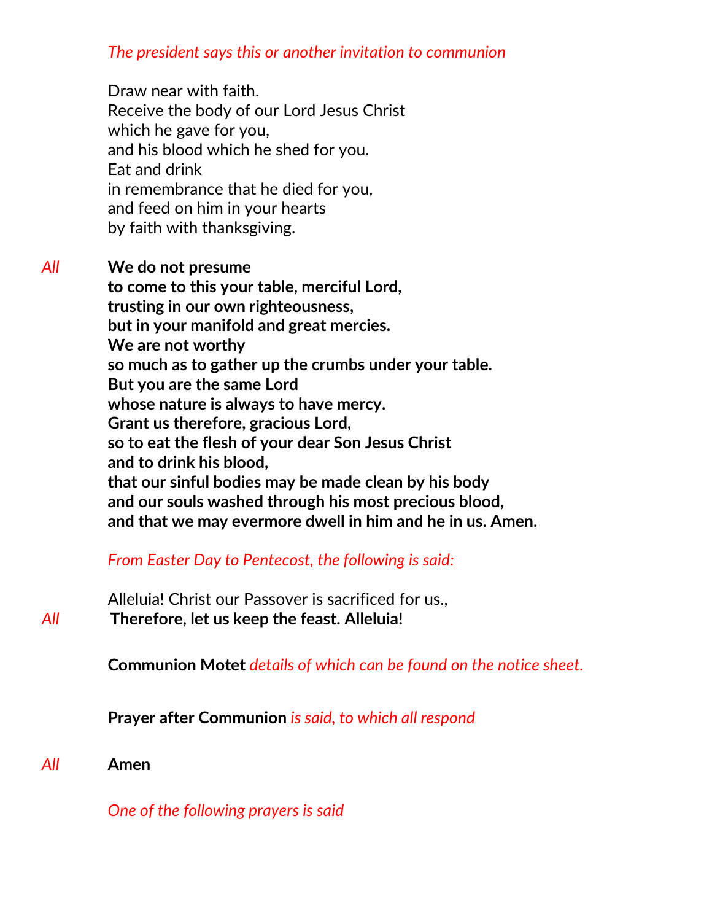*The president says this or another invitation to communion*

Draw near with faith.
Receive the body of our Lord Jesus Christ
which he gave for you,
and his blood which he shed for you.
Eat and drink
in remembrance that he died for you,
and feed on him in your hearts
by faith with thanksgiving.

*All* **We do not presume**
**to come to this your table, merciful Lord,**
**trusting in our own righteousness,**
**but in your manifold and great mercies.**
**We are not worthy**
**so much as to gather up the crumbs under your table.**
**But you are the same Lord**
**whose nature is always to have mercy.**
**Grant us therefore, gracious Lord,**
**so to eat the flesh of your dear Son Jesus Christ**
**and to drink his blood,**
**that our sinful bodies may be made clean by his body**
**and our souls washed through his most precious blood,**
**and that we may evermore dwell in him and he in us. Amen.**

*From Easter Day to Pentecost, the following is said:*

Alleluia! Christ our Passover is sacrificed for us.,
*All* **Therefore, let us keep the feast. Alleluia!**

**Communion Motet** *details of which can be found on the notice sheet.*

**Prayer after Communion** *is said, to which all respond*

*All* **Amen**

*One of the following prayers is said*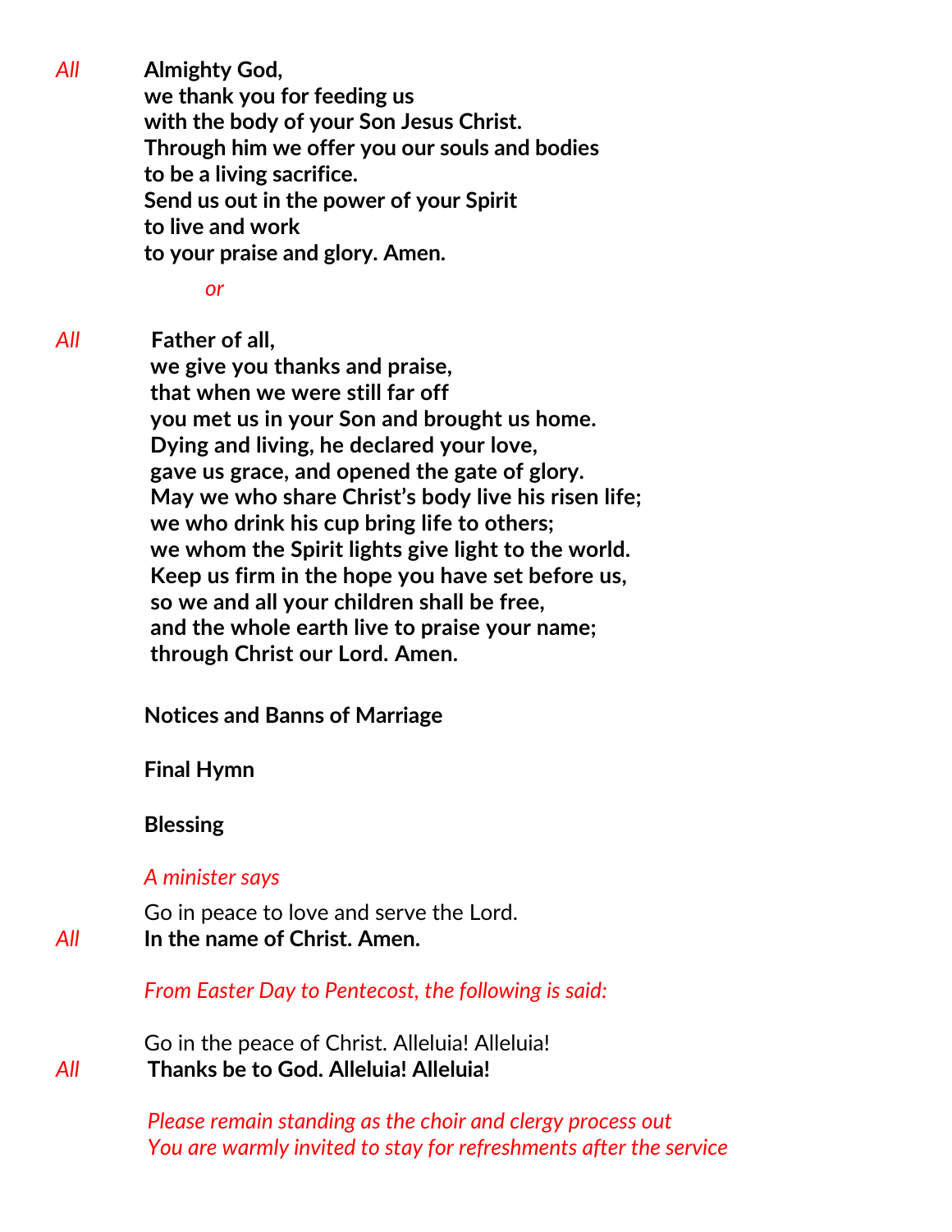*All* **Almighty God,**
**we thank you for feeding us**
**with the body of your Son Jesus Christ.**
**Through him we offer you our souls and bodies**
**to be a living sacrifice.**
**Send us out in the power of your Spirit**
**to live and work**
**to your praise and glory. Amen.**

*or*

*All* **Father of all,**
**we give you thanks and praise,**
**that when we were still far off**
**you met us in your Son and brought us home.**
**Dying and living, he declared your love,**
**gave us grace, and opened the gate of glory.**
**May we who share Christ's body live his risen life;**
**we who drink his cup bring life to others;**
**we whom the Spirit lights give light to the world.**
**Keep us firm in the hope you have set before us,**
**so we and all your children shall be free,**
**and the whole earth live to praise your name;**
**through Christ our Lord. Amen.**

**Notices and Banns of Marriage**

**Final Hymn**

**Blessing**

*A minister says*

Go in peace to love and serve the Lord.
*All* **In the name of Christ. Amen.**

*From Easter Day to Pentecost, the following is said:*

Go in the peace of Christ. Alleluia! Alleluia!
*All* **Thanks be to God. Alleluia! Alleluia!**

*Please remain standing as the choir and clergy process out*
*You are warmly invited to stay for refreshments after the service*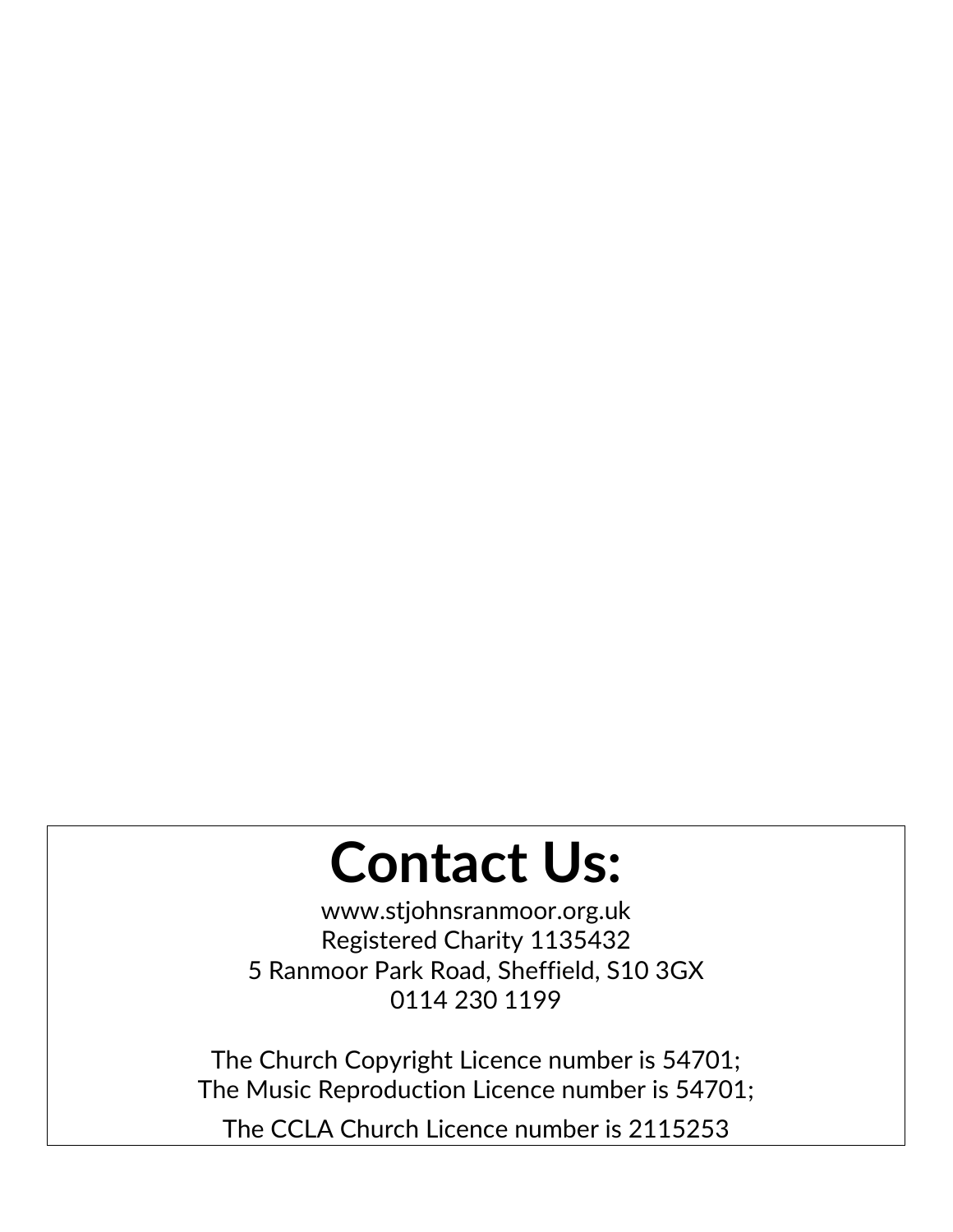# Contact Us:

www.stjohnsranmoor.org.uk
Registered Charity 1135432
5 Ranmoor Park Road, Sheffield, S10 3GX
0114 230 1199

The Church Copyright Licence number is 54701;
The Music Reproduction Licence number is 54701;

The CCLA Church Licence number is 2115253